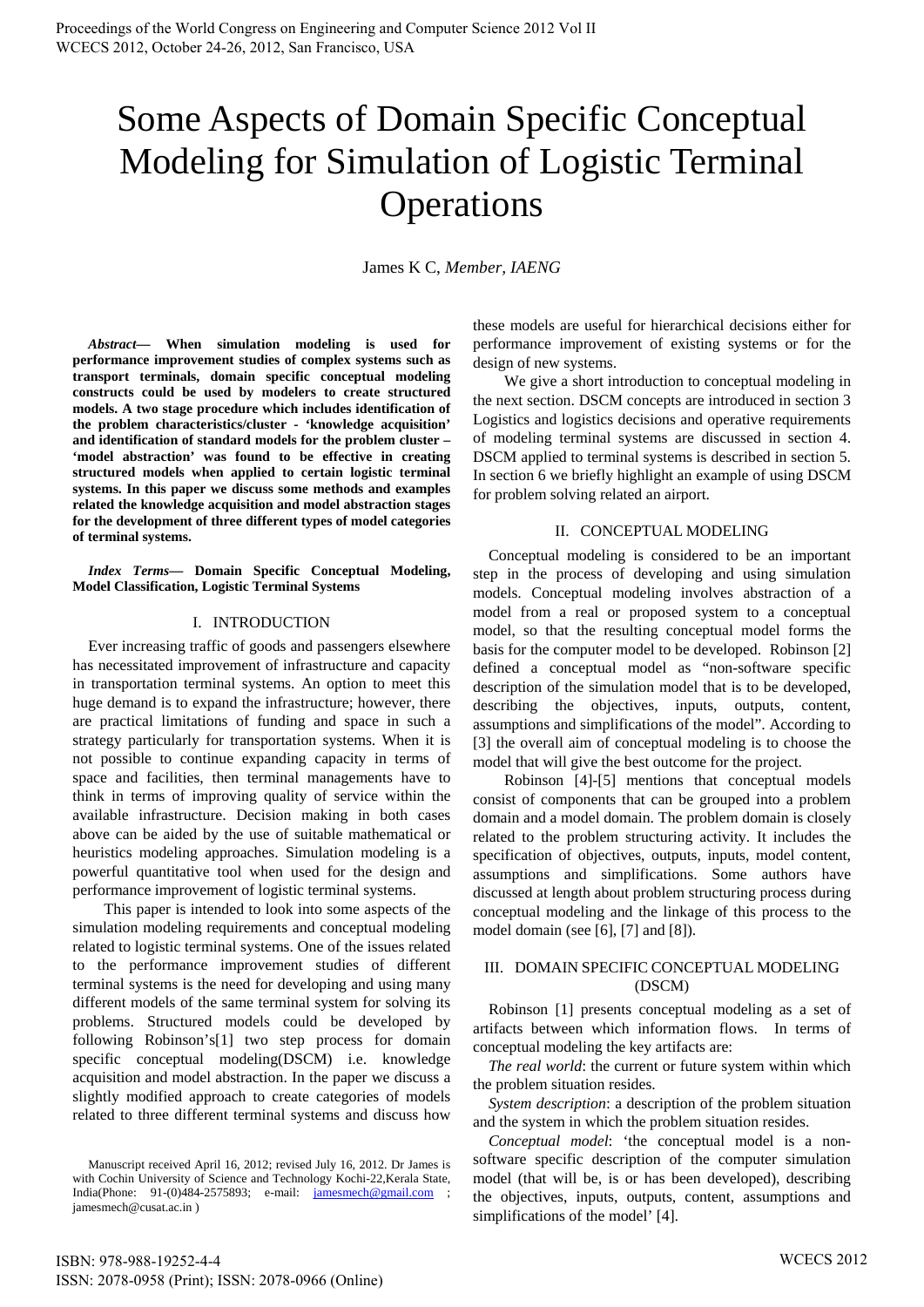# Some Aspects of Domain Specific Conceptual Modeling for Simulation of Logistic Terminal Operations

James K C, *Member, IAENG*

***Abstract*— When simulation modeling is used for performance improvement studies of complex systems such as transport terminals, domain specific conceptual modeling constructs could be used by modelers to create structured models. A two stage procedure which includes identification of the problem characteristics/cluster - 'knowledge acquisition' and identification of standard models for the problem cluster – 'model abstraction' was found to be effective in creating structured models when applied to certain logistic terminal systems. In this paper we discuss some methods and examples related the knowledge acquisition and model abstraction stages for the development of three different types of model categories of terminal systems.**

***Index Terms*— Domain Specific Conceptual Modeling, Model Classification, Logistic Terminal Systems**

## I. INTRODUCTION

Ever increasing traffic of goods and passengers elsewhere has necessitated improvement of infrastructure and capacity in transportation terminal systems. An option to meet this huge demand is to expand the infrastructure; however, there are practical limitations of funding and space in such a strategy particularly for transportation systems. When it is not possible to continue expanding capacity in terms of space and facilities, then terminal managements have to think in terms of improving quality of service within the available infrastructure. Decision making in both cases above can be aided by the use of suitable mathematical or heuristics modeling approaches. Simulation modeling is a powerful quantitative tool when used for the design and performance improvement of logistic terminal systems.

This paper is intended to look into some aspects of the simulation modeling requirements and conceptual modeling related to logistic terminal systems. One of the issues related to the performance improvement studies of different terminal systems is the need for developing and using many different models of the same terminal system for solving its problems. Structured models could be developed by following Robinson's[1] two step process for domain specific conceptual modeling(DSCM) i.e. knowledge acquisition and model abstraction. In the paper we discuss a slightly modified approach to create categories of models related to three different terminal systems and discuss how these models are useful for hierarchical decisions either for performance improvement of existing systems or for the design of new systems.

We give a short introduction to conceptual modeling in the next section. DSCM concepts are introduced in section 3 Logistics and logistics decisions and operative requirements of modeling terminal systems are discussed in section 4. DSCM applied to terminal systems is described in section 5. In section 6 we briefly highlight an example of using DSCM for problem solving related an airport.

## II. CONCEPTUAL MODELING

Conceptual modeling is considered to be an important step in the process of developing and using simulation models. Conceptual modeling involves abstraction of a model from a real or proposed system to a conceptual model, so that the resulting conceptual model forms the basis for the computer model to be developed. Robinson [2] defined a conceptual model as "non-software specific description of the simulation model that is to be developed, describing the objectives, inputs, outputs, content, assumptions and simplifications of the model". According to [3] the overall aim of conceptual modeling is to choose the model that will give the best outcome for the project.

Robinson [4]-[5] mentions that conceptual models consist of components that can be grouped into a problem domain and a model domain. The problem domain is closely related to the problem structuring activity. It includes the specification of objectives, outputs, inputs, model content, assumptions and simplifications. Some authors have discussed at length about problem structuring process during conceptual modeling and the linkage of this process to the model domain (see [6], [7] and [8]).

## III. DOMAIN SPECIFIC CONCEPTUAL MODELING (DSCM)

Robinson [1] presents conceptual modeling as a set of artifacts between which information flows. In terms of conceptual modeling the key artifacts are:

*The real world*: the current or future system within which the problem situation resides.

*System description*: a description of the problem situation and the system in which the problem situation resides.

*Conceptual model*: 'the conceptual model is a non-software specific description of the computer simulation model (that will be, is or has been developed), describing the objectives, inputs, outputs, content, assumptions and simplifications of the model' [4].

Manuscript received April 16, 2012; revised July 16, 2012. Dr James is with Cochin University of Science and Technology Kochi-22,Kerala State, India(Phone: 91-(0)484-2575893; e-mail: jamesmech@gmail.com ; jamesmech@cusat.ac.in )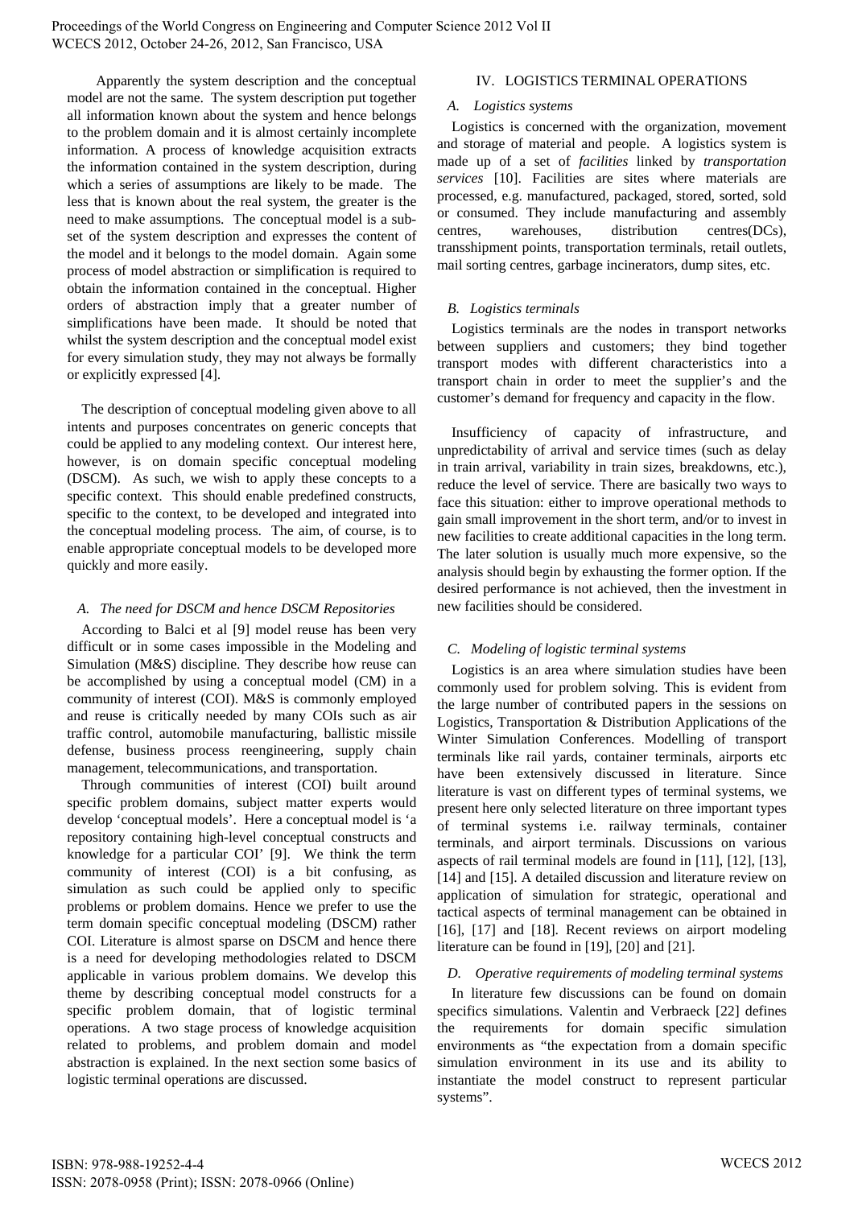Apparently the system description and the conceptual model are not the same. The system description put together all information known about the system and hence belongs to the problem domain and it is almost certainly incomplete information. A process of knowledge acquisition extracts the information contained in the system description, during which a series of assumptions are likely to be made. The less that is known about the real system, the greater is the need to make assumptions. The conceptual model is a sub-set of the system description and expresses the content of the model and it belongs to the model domain. Again some process of model abstraction or simplification is required to obtain the information contained in the conceptual. Higher orders of abstraction imply that a greater number of simplifications have been made. It should be noted that whilst the system description and the conceptual model exist for every simulation study, they may not always be formally or explicitly expressed [4].

The description of conceptual modeling given above to all intents and purposes concentrates on generic concepts that could be applied to any modeling context. Our interest here, however, is on domain specific conceptual modeling (DSCM). As such, we wish to apply these concepts to a specific context. This should enable predefined constructs, specific to the context, to be developed and integrated into the conceptual modeling process. The aim, of course, is to enable appropriate conceptual models to be developed more quickly and more easily.

### *A. The need for DSCM and hence DSCM Repositories*

According to Balci et al [9] model reuse has been very difficult or in some cases impossible in the Modeling and Simulation (M&S) discipline. They describe how reuse can be accomplished by using a conceptual model (CM) in a community of interest (COI). M&S is commonly employed and reuse is critically needed by many COIs such as air traffic control, automobile manufacturing, ballistic missile defense, business process reengineering, supply chain management, telecommunications, and transportation.

Through communities of interest (COI) built around specific problem domains, subject matter experts would develop 'conceptual models'. Here a conceptual model is 'a repository containing high-level conceptual constructs and knowledge for a particular COI' [9]. We think the term community of interest (COI) is a bit confusing, as simulation as such could be applied only to specific problems or problem domains. Hence we prefer to use the term domain specific conceptual modeling (DSCM) rather COI. Literature is almost sparse on DSCM and hence there is a need for developing methodologies related to DSCM applicable in various problem domains. We develop this theme by describing conceptual model constructs for a specific problem domain, that of logistic terminal operations. A two stage process of knowledge acquisition related to problems, and problem domain and model abstraction is explained. In the next section some basics of logistic terminal operations are discussed.

## IV. LOGISTICS TERMINAL OPERATIONS

### *A. Logistics systems*

Logistics is concerned with the organization, movement and storage of material and people. A logistics system is made up of a set of *facilities* linked by *transportation services* [10]. Facilities are sites where materials are processed, e.g. manufactured, packaged, stored, sorted, sold or consumed. They include manufacturing and assembly centres, warehouses, distribution centres(DCs), transshipment points, transportation terminals, retail outlets, mail sorting centres, garbage incinerators, dump sites, etc.

### *B. Logistics terminals*

Logistics terminals are the nodes in transport networks between suppliers and customers; they bind together transport modes with different characteristics into a transport chain in order to meet the supplier's and the customer's demand for frequency and capacity in the flow.

Insufficiency of capacity of infrastructure, and unpredictability of arrival and service times (such as delay in train arrival, variability in train sizes, breakdowns, etc.), reduce the level of service. There are basically two ways to face this situation: either to improve operational methods to gain small improvement in the short term, and/or to invest in new facilities to create additional capacities in the long term. The later solution is usually much more expensive, so the analysis should begin by exhausting the former option. If the desired performance is not achieved, then the investment in new facilities should be considered.

### *C. Modeling of logistic terminal systems*

Logistics is an area where simulation studies have been commonly used for problem solving. This is evident from the large number of contributed papers in the sessions on Logistics, Transportation & Distribution Applications of the Winter Simulation Conferences. Modelling of transport terminals like rail yards, container terminals, airports etc have been extensively discussed in literature. Since literature is vast on different types of terminal systems, we present here only selected literature on three important types of terminal systems i.e. railway terminals, container terminals, and airport terminals. Discussions on various aspects of rail terminal models are found in [11], [12], [13], [14] and [15]. A detailed discussion and literature review on application of simulation for strategic, operational and tactical aspects of terminal management can be obtained in [16], [17] and [18]. Recent reviews on airport modeling literature can be found in [19], [20] and [21].

### *D. Operative requirements of modeling terminal systems*

In literature few discussions can be found on domain specifics simulations. Valentin and Verbraeck [22] defines the requirements for domain specific simulation environments as "the expectation from a domain specific simulation environment in its use and its ability to instantiate the model construct to represent particular systems".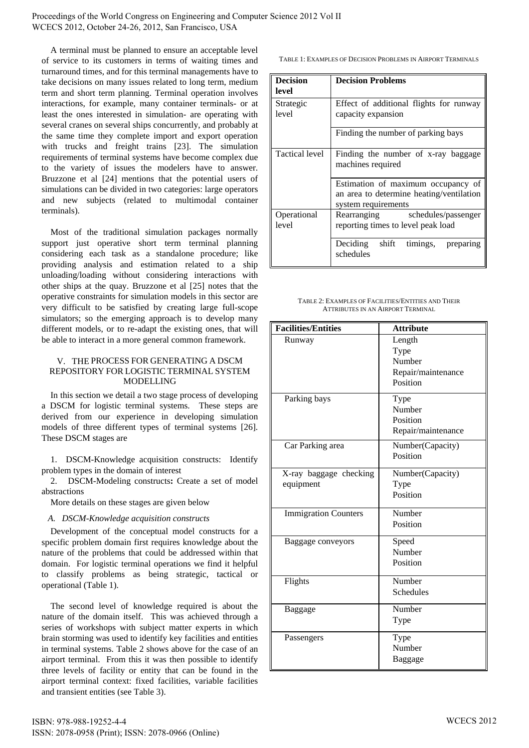A terminal must be planned to ensure an acceptable level of service to its customers in terms of waiting times and turnaround times, and for this terminal managements have to take decisions on many issues related to long term, medium term and short term planning. Terminal operation involves interactions, for example, many container terminals- or at least the ones interested in simulation- are operating with several cranes on several ships concurrently, and probably at the same time they complete import and export operation with trucks and freight trains [23]. The simulation requirements of terminal systems have become complex due to the variety of issues the modelers have to answer. Bruzzone et al [24] mentions that the potential users of simulations can be divided in two categories: large operators and new subjects (related to multimodal container terminals).

Most of the traditional simulation packages normally support just operative short term terminal planning considering each task as a standalone procedure; like providing analysis and estimation related to a ship unloading/loading without considering interactions with other ships at the quay. Bruzzone et al [25] notes that the operative constraints for simulation models in this sector are very difficult to be satisfied by creating large full-scope simulators; so the emerging approach is to develop many different models, or to re-adapt the existing ones, that will be able to interact in a more general common framework.

## V. The Process for Generating a DSCM Repository for Logistic Terminal System Modelling

In this section we detail a two stage process of developing a DSCM for logistic terminal systems. These steps are derived from our experience in developing simulation models of three different types of terminal systems [26]. These DSCM stages are

1. DSCM-Knowledge acquisition constructs: Identify problem types in the domain of interest
2. DSCM-Modeling constructs**:** Create a set of model abstractions

More details on these stages are given below

### *A. DSCM-Knowledge acquisition constructs*

Development of the conceptual model constructs for a specific problem domain first requires knowledge about the nature of the problems that could be addressed within that domain. For logistic terminal operations we find it helpful to classify problems as being strategic, tactical or operational (Table 1).

The second level of knowledge required is about the nature of the domain itself. This was achieved through a series of workshops with subject matter experts in which brain storming was used to identify key facilities and entities in terminal systems. Table 2 shows above for the case of an airport terminal. From this it was then possible to identify three levels of facility or entity that can be found in the airport terminal context: fixed facilities, variable facilities and transient entities (see Table 3).

Table 1: Examples of Decision Problems in Airport Terminals

| Decision level | Decision Problems |
|---|---|
| Strategic level | Effect of additional flights for runway capacity expansion |
| | Finding the number of parking bays |
| Tactical level | Finding the number of x-ray baggage machines required |
| | Estimation of maximum occupancy of an area to determine heating/ventilation system requirements |
| Operational level | Rearranging schedules/passenger reporting times to level peak load |
| | Deciding shift timings, preparing schedules |

Table 2: Examples of Facilities/Entities and Their Attributes in an Airport Terminal

| Facilities/Entities | Attribute |
|---|---|
| Runway | Length<br>Type<br>Number<br>Repair/maintenance<br>Position |
| Parking bays | Type<br>Number<br>Position<br>Repair/maintenance |
| Car Parking area | Number(Capacity)<br>Position |
| X-ray baggage checking equipment | Number(Capacity)<br>Type<br>Position |
| Immigration Counters | Number<br>Position |
| Baggage conveyors | Speed<br>Number<br>Position |
| Flights | Number<br>Schedules |
| Baggage | Number<br>Type |
| Passengers | Type<br>Number<br>Baggage |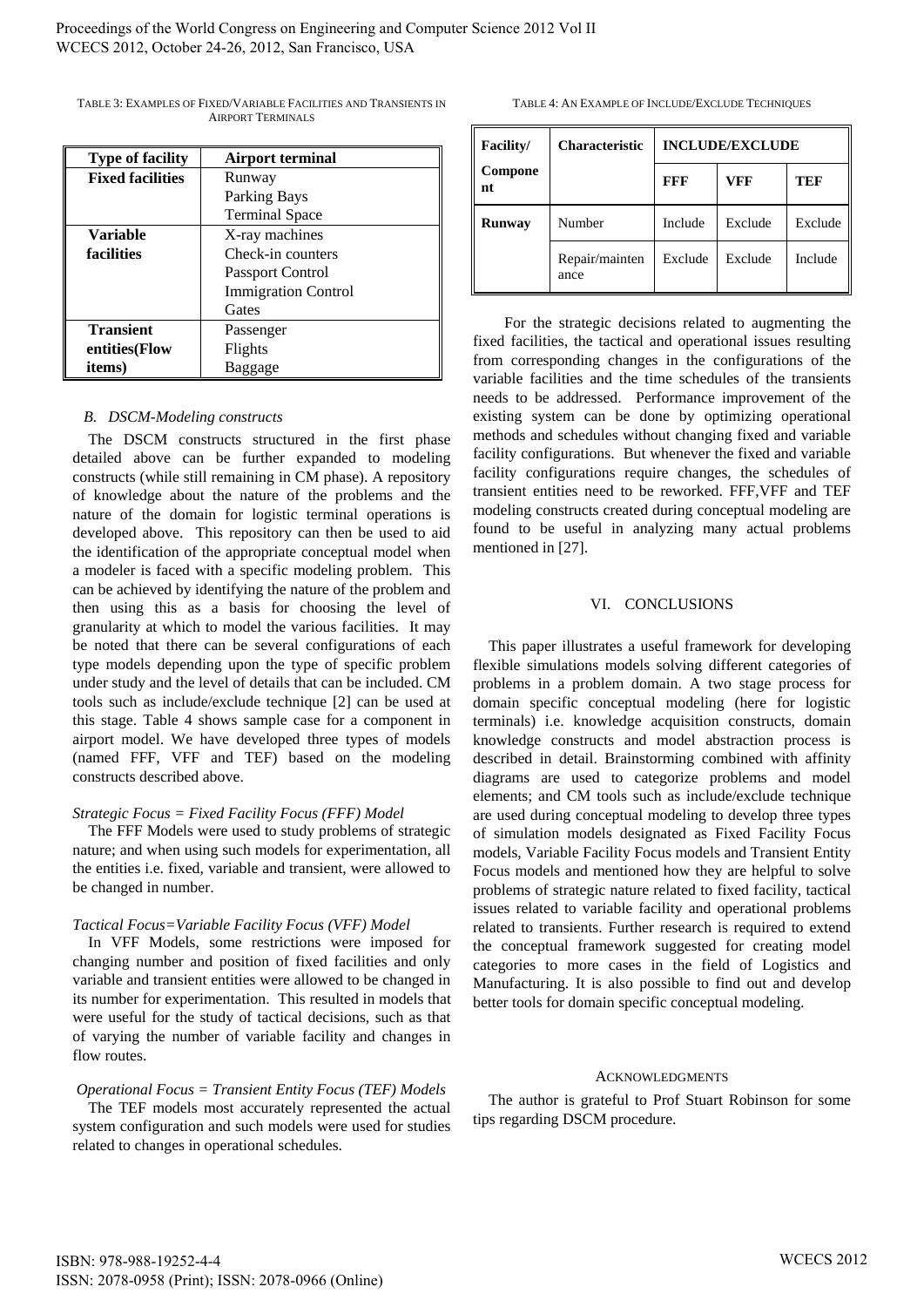TABLE 3: EXAMPLES OF FIXED/VARIABLE FACILITIES AND TRANSIENTS IN AIRPORT TERMINALS

| Type of facility | Airport terminal |
|---|---|
| **Fixed facilities** | Runway<br>Parking Bays<br>Terminal Space |
| **Variable facilities** | X-ray machines<br>Check-in counters<br>Passport Control<br>Immigration Control<br>Gates |
| **Transient entities(Flow items)** | Passenger<br>Flights<br>Baggage |

### B. DSCM-Modeling constructs

The DSCM constructs structured in the first phase detailed above can be further expanded to modeling constructs (while still remaining in CM phase). A repository of knowledge about the nature of the problems and the nature of the domain for logistic terminal operations is developed above. This repository can then be used to aid the identification of the appropriate conceptual model when a modeler is faced with a specific modeling problem. This can be achieved by identifying the nature of the problem and then using this as a basis for choosing the level of granularity at which to model the various facilities. It may be noted that there can be several configurations of each type models depending upon the type of specific problem under study and the level of details that can be included. CM tools such as include/exclude technique [2] can be used at this stage. Table 4 shows sample case for a component in airport model. We have developed three types of models (named FFF, VFF and TEF) based on the modeling constructs described above.

*Strategic Focus = Fixed Facility Focus (FFF) Model*

The FFF Models were used to study problems of strategic nature; and when using such models for experimentation, all the entities i.e. fixed, variable and transient, were allowed to be changed in number.

*Tactical Focus=Variable Facility Focus (VFF) Model*

In VFF Models, some restrictions were imposed for changing number and position of fixed facilities and only variable and transient entities were allowed to be changed in its number for experimentation. This resulted in models that were useful for the study of tactical decisions, such as that of varying the number of variable facility and changes in flow routes.

*Operational Focus = Transient Entity Focus (TEF) Models*

The TEF models most accurately represented the actual system configuration and such models were used for studies related to changes in operational schedules.

TABLE 4: AN EXAMPLE OF INCLUDE/EXCLUDE TECHNIQUES

| Facility/ Component | Characteristic | INCLUDE/EXCLUDE | | |
|---|---|---|---|---|
| | | **FFF** | **VFF** | **TEF** |
| **Runway** | Number | Include | Exclude | Exclude |
| | Repair/maintenance | Exclude | Exclude | Include |

For the strategic decisions related to augmenting the fixed facilities, the tactical and operational issues resulting from corresponding changes in the configurations of the variable facilities and the time schedules of the transients needs to be addressed. Performance improvement of the existing system can be done by optimizing operational methods and schedules without changing fixed and variable facility configurations. But whenever the fixed and variable facility configurations require changes, the schedules of transient entities need to be reworked. FFF,VFF and TEF modeling constructs created during conceptual modeling are found to be useful in analyzing many actual problems mentioned in [27].

## VI. CONCLUSIONS

This paper illustrates a useful framework for developing flexible simulations models solving different categories of problems in a problem domain. A two stage process for domain specific conceptual modeling (here for logistic terminals) i.e. knowledge acquisition constructs, domain knowledge constructs and model abstraction process is described in detail. Brainstorming combined with affinity diagrams are used to categorize problems and model elements; and CM tools such as include/exclude technique are used during conceptual modeling to develop three types of simulation models designated as Fixed Facility Focus models, Variable Facility Focus models and Transient Entity Focus models and mentioned how they are helpful to solve problems of strategic nature related to fixed facility, tactical issues related to variable facility and operational problems related to transients. Further research is required to extend the conceptual framework suggested for creating model categories to more cases in the field of Logistics and Manufacturing. It is also possible to find out and develop better tools for domain specific conceptual modeling.

## ACKNOWLEDGMENTS

The author is grateful to Prof Stuart Robinson for some tips regarding DSCM procedure.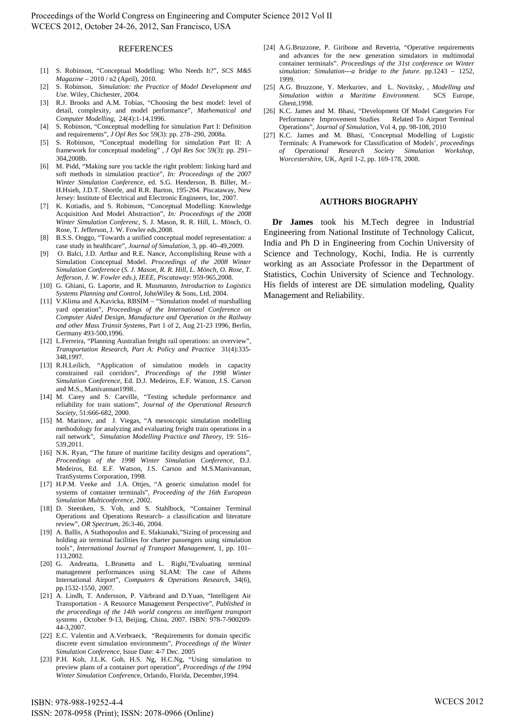## REFERENCES

[1] S. Robinson, "Conceptual Modelling: Who Needs It?", *SCS M&S Magazine* – 2010 / n2 (April), 2010.

[2] S. Robinson, *Simulation: the Practice of Model Development and Use*. Wiley, Chichester, 2004.

[3] R.J. Brooks and A.M. Tobias, "Choosing the best model: level of detail, complexity, and model performance", *Mathematical and Computer Modelling*, 24(4):1-14,1996.

[4] S. Robinson, "Conceptual modelling for simulation Part I: Definition and requirements", *J Opl Res Soc* 59(3): pp. 278–290, 2008a.

[5] S. Robinson, "Conceptual modelling for simulation Part II: A framework for conceptual modeling" , *J Opl Res Soc* 59(3): pp. 291–304,2008b.

[6] M. Pidd, "Making sure you tackle the right problem: linking hard and soft methods in simulation practice", *In: Proceedings of the 2007 Winter Simulation Conference*, ed. S.G. Henderson, B. Biller, M.-H.Hsieh, J.D.T. Shortle, and R.R. Barton, 195-204. Piscataway, New Jersey: Institute of Electrical and Electronic Engineers, Inc, 2007.

[7] K. Kotiadis, and S. Robinson, "Conceptual Modelling: Knowledge Acquisition And Model Abstraction", *In: Proceedings of the 2008 Winter Simulation Conferenc*, S. J. Mason, R. R. Hill, L. Mönch, O. Rose, T. Jefferson, J. W. Fowler eds,2008.

[8] B.S.S. Onggo, "Towards a unified conceptual model representation: a case study in healthcare", *Journal of Simulation*, 3, pp. 40–49,2009.

[9] O. Balci, J.D. Arthur and R.E. Nance, Accomplishing Reuse with a Simulation Conceptual Model. *Proceedings of the 2008 Winter Simulation Conference (S. J. Mason, R. R. Hill, L. Mönch, O. Rose, T. Jefferson, J. W. Fowler eds.), IEEE, Piscataway*: 959-965,2008.

[10] G. Ghiani, G. Laporte, and R. Musmanno, *Introduction to Logistics Systems Planning and Control*, JohnWiley & Sons, Ltd, 2004.

[11] V.Klima and A.Kavicka, RBSIM – "Simulation model of marshalling yard operation", *Proceedings of the International Conference on Computer Aided Design, Manufacture and Operation in the Railway and other Mass Transit Systems*, Part 1 of 2, Aug 21-23 1996, Berlin, Germany 493-500,1996.

[12] L.Ferreira, "Planning Australian freight rail operations: an overview", *Transportation Research, Part A: Policy and Practice* 31(4):335-348,1997.

[13] R.H.Leilich, "Application of simulation models in capacity constrained rail corridors", *Proceedings of the 1998 Winter Simulation Conference*, Ed. D.J. Medeiros, E.F. Watson, J.S. Carson and M.S., Manivannan1998..

[14] M. Carey and S. Carville, "Testing schedule performance and reliability for train stations", *Journal of the Operational Research Society*, 51:666-682, 2000.

[15] M. Marinov, and J. Viegas, "A mesoscopic simulation modelling methodology for analyzing and evaluating freight train operations in a rail network", *Simulation Modelling Practice and Theory*, 19: 516–539,2011.

[16] N.K. Ryan, "The future of maritime facility designs and operations", *Proceedings of the 1998 Winter Simulation Conference*, D.J. Medeiros, Ed. E.F. Watson, J.S. Carson and M.S.Manivannan, TranSystems Corporation, 1998.

[17] H.P.M. Veeke and J.A. Ottjes, "A generic simulation model for systems of container terminals", *Proceeding of the 16th European Simulation Multiconference*, 2002.

[18] D. Steenken, S. Vob, and S. Stahlbock, "Container Terminal Operations and Operations Research- a classification and literature review", *OR Spectrum*, 26:3-46, 2004.

[19] A. Ballis, A Stathopoulos and E. Sfakianaki,"Sizing of processing and holding air terminal facilities for charter passengers using simulation tools", *International Journal of Transport Management*, 1, pp. 101–113,2002.

[20] G. Andreatta, L.Brunetta and L. Righi,"Evaluating terminal management performances using SLAM: The case of Athens International Airport", *Computers & Operations Research*, 34(6), pp.1532-1550, 2007.

[21] A. Lindh, T. Andersson, P. Värbrand and D.Yuan, "Intelligent Air Transportation - A Resource Management Perspective", *Published in the proceedings of the 14th world congress on intelligent transport systems* , October 9-13, Beijing, China, 2007. ISBN: 978-7-900209-44-3,2007.

[22] E.C. Valentin and A.Verbraeck, "Requirements for domain specific discrete event simulation environments", *Proceedings of the Winter Simulation Conference*, Issue Date: 4-7 Dec. 2005

[23] P.H. Koh, J.L.K. Goh, H.S. Ng, H.C.Ng, "Using simulation to preview plans of a container port operation", *Proceedings of the 1994 Winter Simulation Conferenc*e, Orlando, Florida, December,1994.

[24] A.G.Bruzzone, P. Giribone and Revetria, "Operative requirements and advances for the new generation simulators in multimodal container terminals". *Proceedings of the 31st conference on Winter simulation: Simulation---a bridge to the future.* pp.1243 – 1252, 1999.

[25] A.G. Bruzzone, Y. Merkuriev, and L. Novitsky, , *Modelling and Simulation within a Maritime Environment.* SCS Europe, Ghent,1998.

[26] K.C. James and M. Bhasi, "Development Of Model Categories For Performance Improvement Studies Related To Airport Terminal Operations", *Journal of Simulation*, Vol 4, pp. 98-108, 2010

[27] K.C. James and M. Bhasi, 'Conceptual Modelling of Logistic Terminals: A Framework for Classification of Models', *proceedings of Operational Research Society Simulation Workshop, Worcestershire*, UK, April 1-2, pp. 169-178, 2008.

## AUTHORS BIOGRAPHY

**Dr James** took his M.Tech degree in Industrial Engineering from National Institute of Technology Calicut, India and Ph D in Engineering from Cochin University of Science and Technology, Kochi, India. He is currently working as an Associate Professor in the Department of Statistics, Cochin University of Science and Technology. His fields of interest are DE simulation modeling, Quality Management and Reliability.